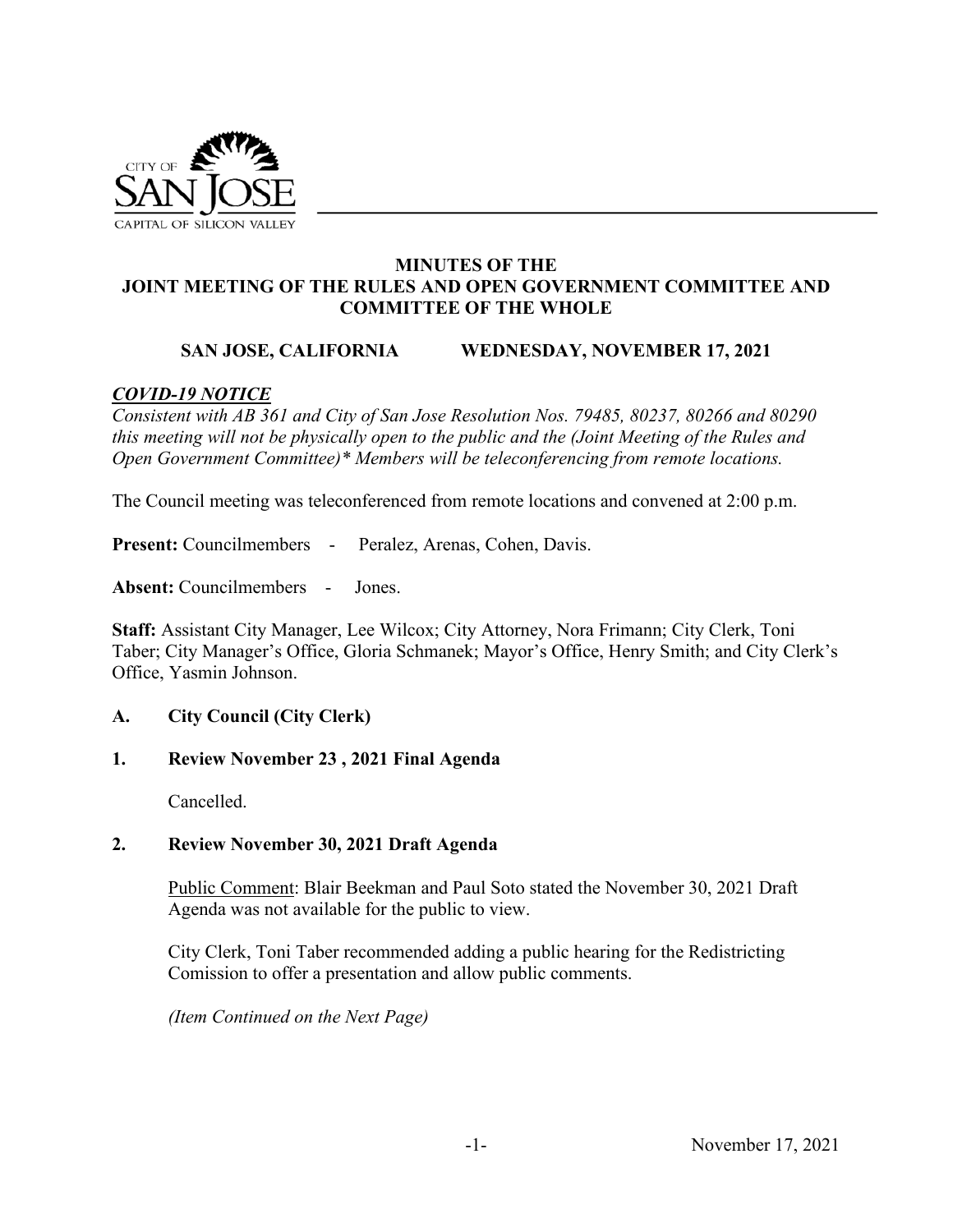# MINUTES OF THE JOINT MEETING OF THE RULES AND OPEN GOVERNMENT COMMITTEE AND COMMITTEE OF THE WHOLE

**SAN JOSE, CALIFORNIA WEDNESDAY, NOVEMBER 17, 2021**

***COVID-19 NOTICE***

*Consistent with AB 361 and City of San Jose Resolution Nos. 79485, 80237, 80266 and 80290 this meeting will not be physically open to the public and the (Joint Meeting of the Rules and Open Government Committee)\* Members will be teleconferencing from remote locations.*

The Council meeting was teleconferenced from remote locations and convened at 2:00 p.m.

**Present:** Councilmembers - Peralez, Arenas, Cohen, Davis.

**Absent:** Councilmembers - Jones.

**Staff:** Assistant City Manager, Lee Wilcox; City Attorney, Nora Frimann; City Clerk, Toni Taber; City Manager's Office, Gloria Schmanek; Mayor's Office, Henry Smith; and City Clerk's Office, Yasmin Johnson.

## A. City Council (City Clerk)

### 1. Review November 23 , 2021 Final Agenda

Cancelled.

### 2. Review November 30, 2021 Draft Agenda

Public Comment: Blair Beekman and Paul Soto stated the November 30, 2021 Draft Agenda was not available for the public to view.

City Clerk, Toni Taber recommended adding a public hearing for the Redistricting Comission to offer a presentation and allow public comments.

*(Item Continued on the Next Page)*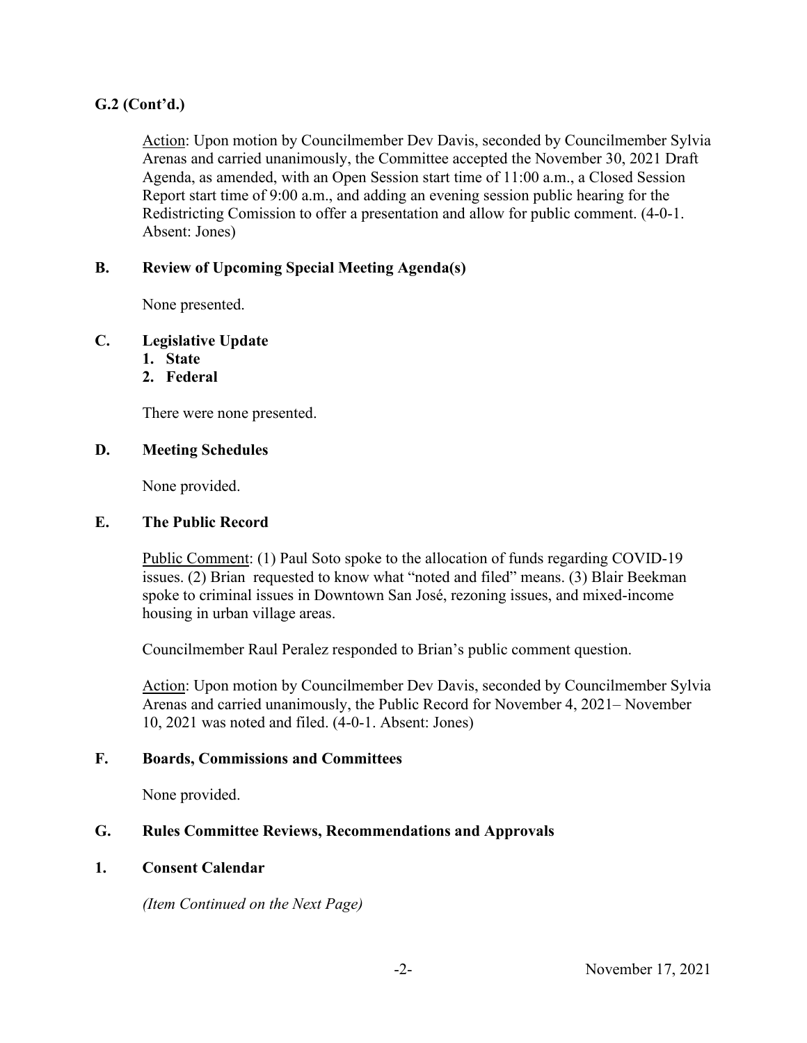**G.2 (Cont'd.)**

Action: Upon motion by Councilmember Dev Davis, seconded by Councilmember Sylvia Arenas and carried unanimously, the Committee accepted the November 30, 2021 Draft Agenda, as amended, with an Open Session start time of 11:00 a.m., a Closed Session Report start time of 9:00 a.m., and adding an evening session public hearing for the Redistricting Comission to offer a presentation and allow for public comment. (4-0-1. Absent: Jones)

## B. Review of Upcoming Special Meeting Agenda(s)

None presented.

## C. Legislative Update

1. **State**
2. **Federal**

There were none presented.

## D. Meeting Schedules

None provided.

## E. The Public Record

Public Comment: (1) Paul Soto spoke to the allocation of funds regarding COVID-19 issues. (2) Brian requested to know what "noted and filed" means. (3) Blair Beekman spoke to criminal issues in Downtown San José, rezoning issues, and mixed-income housing in urban village areas.

Councilmember Raul Peralez responded to Brian's public comment question.

Action: Upon motion by Councilmember Dev Davis, seconded by Councilmember Sylvia Arenas and carried unanimously, the Public Record for November 4, 2021– November 10, 2021 was noted and filed. (4-0-1. Absent: Jones)

## F. Boards, Commissions and Committees

None provided.

## G. Rules Committee Reviews, Recommendations and Approvals

## 1. Consent Calendar

*(Item Continued on the Next Page)*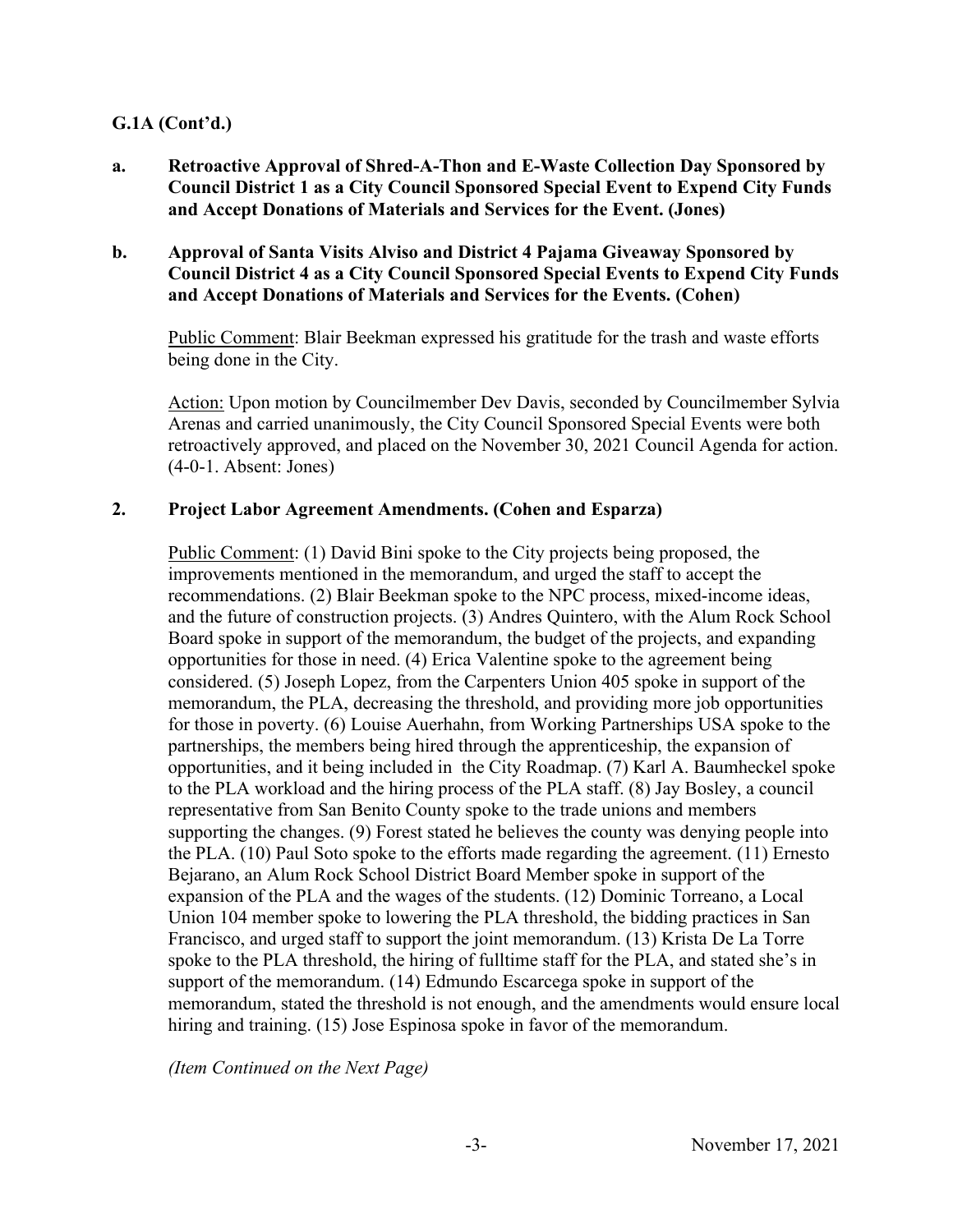**G.1A (Cont'd.)**

**a. Retroactive Approval of Shred-A-Thon and E-Waste Collection Day Sponsored by Council District 1 as a City Council Sponsored Special Event to Expend City Funds and Accept Donations of Materials and Services for the Event. (Jones)**

**b. Approval of Santa Visits Alviso and District 4 Pajama Giveaway Sponsored by Council District 4 as a City Council Sponsored Special Events to Expend City Funds and Accept Donations of Materials and Services for the Events. (Cohen)**

Public Comment: Blair Beekman expressed his gratitude for the trash and waste efforts being done in the City.

Action: Upon motion by Councilmember Dev Davis, seconded by Councilmember Sylvia Arenas and carried unanimously, the City Council Sponsored Special Events were both retroactively approved, and placed on the November 30, 2021 Council Agenda for action. (4-0-1. Absent: Jones)

**2. Project Labor Agreement Amendments. (Cohen and Esparza)**

Public Comment: (1) David Bini spoke to the City projects being proposed, the improvements mentioned in the memorandum, and urged the staff to accept the recommendations. (2) Blair Beekman spoke to the NPC process, mixed-income ideas, and the future of construction projects. (3) Andres Quintero, with the Alum Rock School Board spoke in support of the memorandum, the budget of the projects, and expanding opportunities for those in need. (4) Erica Valentine spoke to the agreement being considered. (5) Joseph Lopez, from the Carpenters Union 405 spoke in support of the memorandum, the PLA, decreasing the threshold, and providing more job opportunities for those in poverty. (6) Louise Auerhahn, from Working Partnerships USA spoke to the partnerships, the members being hired through the apprenticeship, the expansion of opportunities, and it being included in the City Roadmap. (7) Karl A. Baumheckel spoke to the PLA workload and the hiring process of the PLA staff. (8) Jay Bosley, a council representative from San Benito County spoke to the trade unions and members supporting the changes. (9) Forest stated he believes the county was denying people into the PLA. (10) Paul Soto spoke to the efforts made regarding the agreement. (11) Ernesto Bejarano, an Alum Rock School District Board Member spoke in support of the expansion of the PLA and the wages of the students. (12) Dominic Torreano, a Local Union 104 member spoke to lowering the PLA threshold, the bidding practices in San Francisco, and urged staff to support the joint memorandum. (13) Krista De La Torre spoke to the PLA threshold, the hiring of fulltime staff for the PLA, and stated she's in support of the memorandum. (14) Edmundo Escarcega spoke in support of the memorandum, stated the threshold is not enough, and the amendments would ensure local hiring and training. (15) Jose Espinosa spoke in favor of the memorandum.

*(Item Continued on the Next Page)*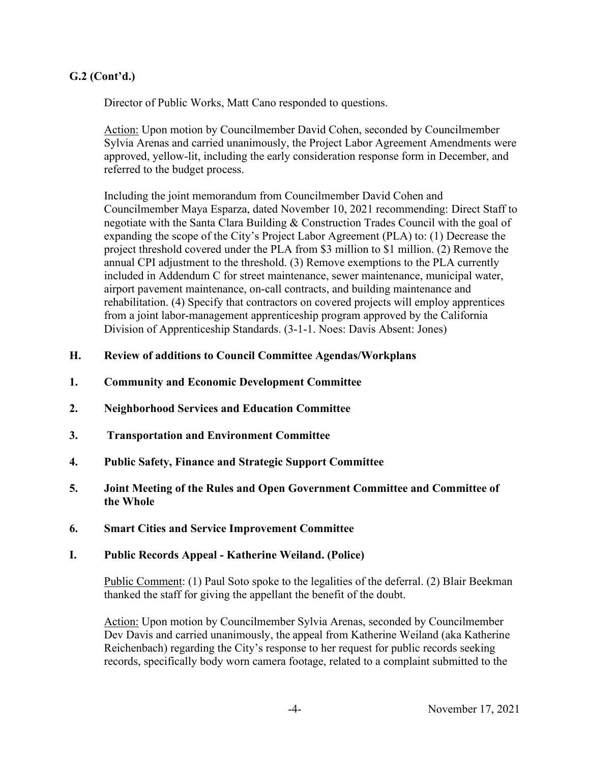**G.2 (Cont'd.)**

Director of Public Works, Matt Cano responded to questions.

Action: Upon motion by Councilmember David Cohen, seconded by Councilmember Sylvia Arenas and carried unanimously, the Project Labor Agreement Amendments were approved, yellow-lit, including the early consideration response form in December, and referred to the budget process.

Including the joint memorandum from Councilmember David Cohen and Councilmember Maya Esparza, dated November 10, 2021 recommending: Direct Staff to negotiate with the Santa Clara Building & Construction Trades Council with the goal of expanding the scope of the City's Project Labor Agreement (PLA) to: (1) Decrease the project threshold covered under the PLA from $3 million to $1 million. (2) Remove the annual CPI adjustment to the threshold. (3) Remove exemptions to the PLA currently included in Addendum C for street maintenance, sewer maintenance, municipal water, airport pavement maintenance, on-call contracts, and building maintenance and rehabilitation. (4) Specify that contractors on covered projects will employ apprentices from a joint labor-management apprenticeship program approved by the California Division of Apprenticeship Standards. (3-1-1. Noes: Davis Absent: Jones)

**H. Review of additions to Council Committee Agendas/Workplans**

**1. Community and Economic Development Committee**

**2. Neighborhood Services and Education Committee**

**3. Transportation and Environment Committee**

**4. Public Safety, Finance and Strategic Support Committee**

**5. Joint Meeting of the Rules and Open Government Committee and Committee of the Whole**

**6. Smart Cities and Service Improvement Committee**

**I. Public Records Appeal - Katherine Weiland. (Police)**

Public Comment: (1) Paul Soto spoke to the legalities of the deferral. (2) Blair Beekman thanked the staff for giving the appellant the benefit of the doubt.

Action: Upon motion by Councilmember Sylvia Arenas, seconded by Councilmember Dev Davis and carried unanimously, the appeal from Katherine Weiland (aka Katherine Reichenbach) regarding the City's response to her request for public records seeking records, specifically body worn camera footage, related to a complaint submitted to the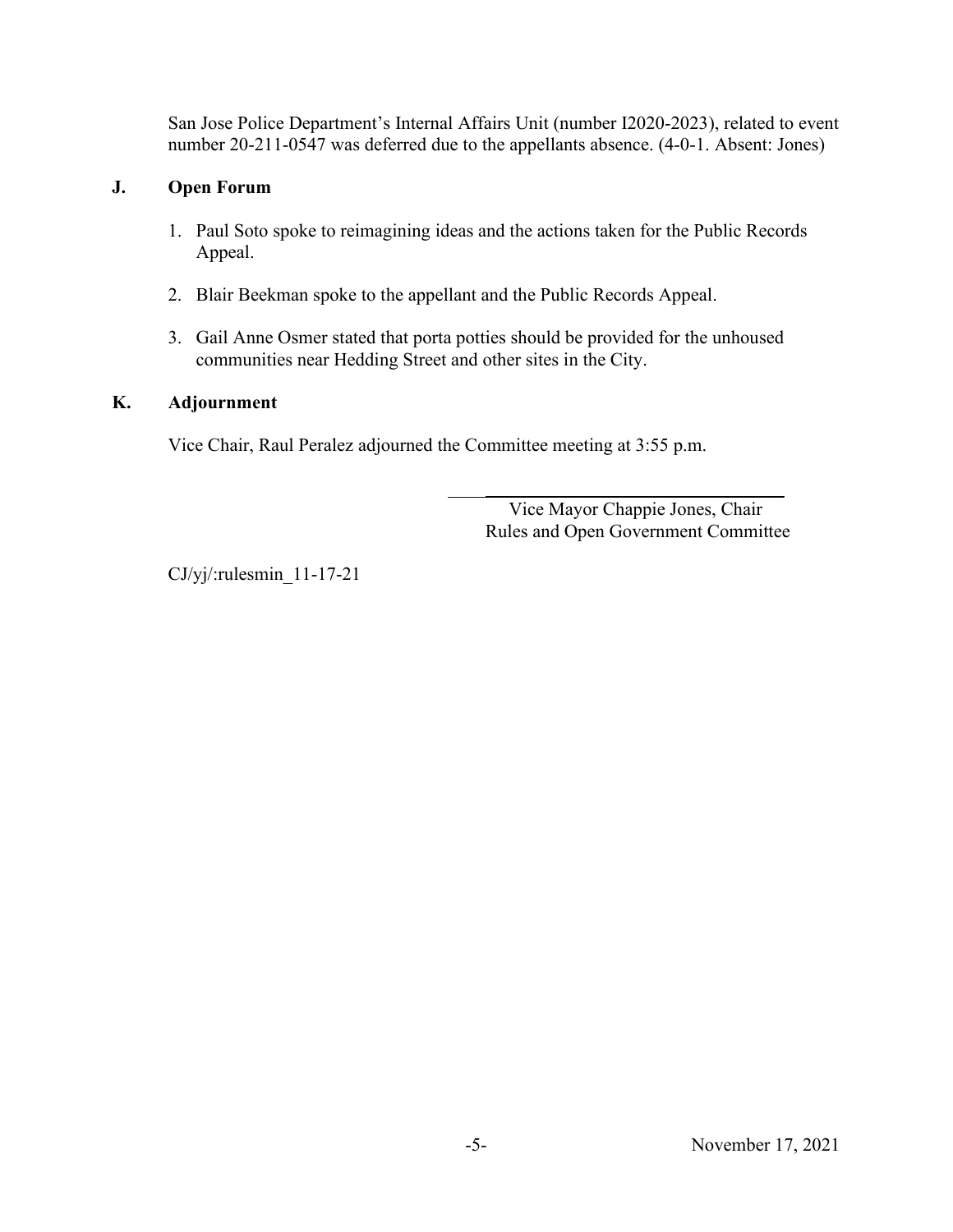San Jose Police Department's Internal Affairs Unit (number I2020-2023), related to event number 20-211-0547 was deferred due to the appellants absence. (4-0-1. Absent: Jones)

## J. Open Forum

1. Paul Soto spoke to reimagining ideas and the actions taken for the Public Records Appeal.

2. Blair Beekman spoke to the appellant and the Public Records Appeal.

3. Gail Anne Osmer stated that porta potties should be provided for the unhoused communities near Hedding Street and other sites in the City.

## K. Adjournment

Vice Chair, Raul Peralez adjourned the Committee meeting at 3:55 p.m.

\_\_\_\_\_\_\_\_\_\_\_\_\_\_\_\_\_\_\_\_\_\_\_\_\_\_\_\_\_\_\_\_\_\_\_\_

Vice Mayor Chappie Jones, Chair
Rules and Open Government Committee

CJ/yj/:rulesmin_11-17-21